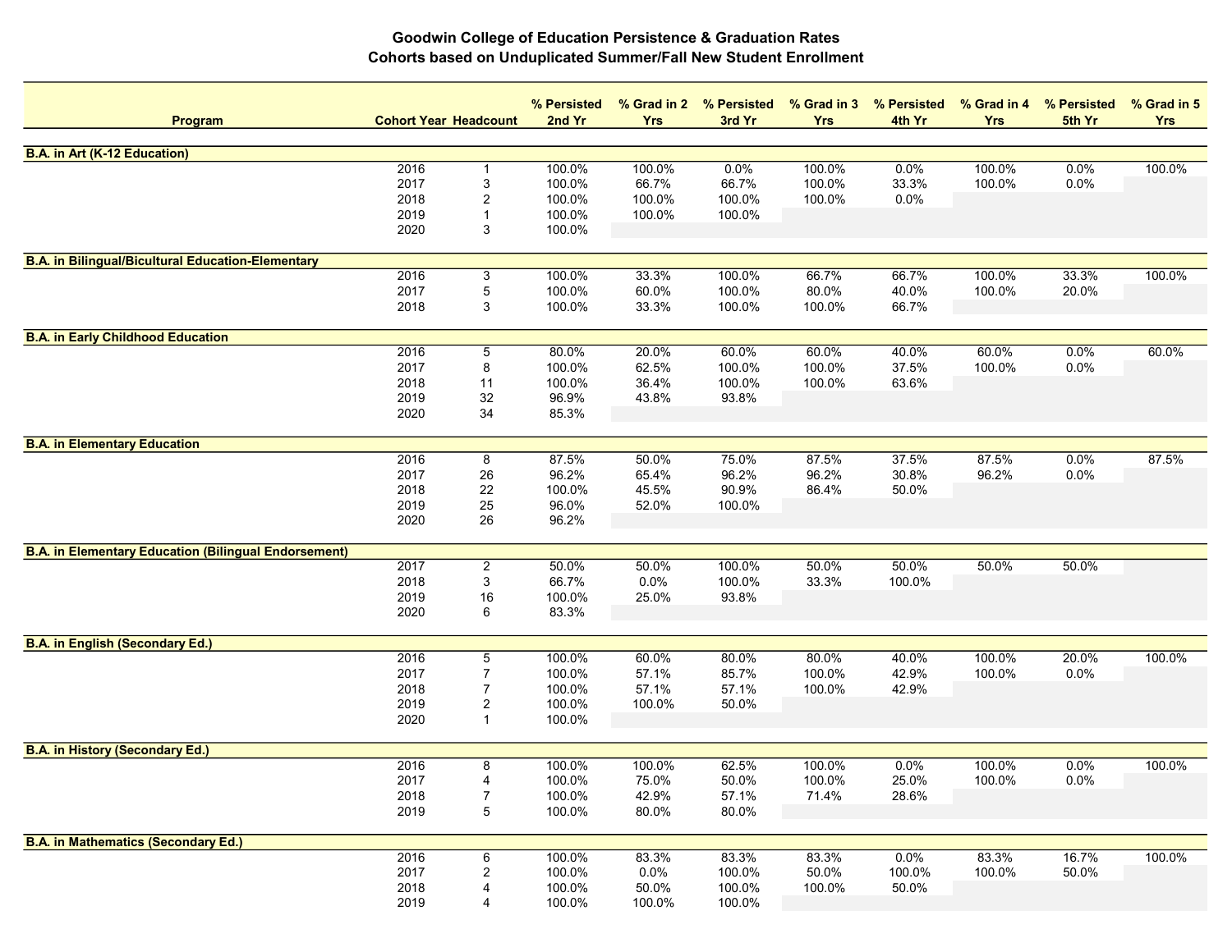# Goodwin College of Education Persistence & Graduation Rates

## Cohorts based on Unduplicated Summer/Fall New Student Enrollment

| Program | Cohort Year | Headcount | % Persisted 2nd Yr | % Grad in 2 Yrs | % Persisted 3rd Yr | % Grad in 3 Yrs | % Persisted 4th Yr | % Grad in 4 Yrs | % Persisted 5th Yr | % Grad in 5 Yrs |
|---|---|---|---|---|---|---|---|---|---|---|
| **B.A. in Art (K-12 Education)** | | | | | | | | | | |
| | 2016 | 1 | 100.0% | 100.0% | 0.0% | 100.0% | 0.0% | 100.0% | 0.0% | 100.0% |
| | 2017 | 3 | 100.0% | 66.7% | 66.7% | 100.0% | 33.3% | 100.0% | 0.0% | |
| | 2018 | 2 | 100.0% | 100.0% | 100.0% | 100.0% | 0.0% | | | |
| | 2019 | 1 | 100.0% | 100.0% | 100.0% | | | | | |
| | 2020 | 3 | 100.0% | | | | | | | |
| **B.A. in Bilingual/Bicultural Education-Elementary** | | | | | | | | | | |
| | 2016 | 3 | 100.0% | 33.3% | 100.0% | 66.7% | 66.7% | 100.0% | 33.3% | 100.0% |
| | 2017 | 5 | 100.0% | 60.0% | 100.0% | 80.0% | 40.0% | 100.0% | 20.0% | |
| | 2018 | 3 | 100.0% | 33.3% | 100.0% | 100.0% | 66.7% | | | |
| **B.A. in Early Childhood Education** | | | | | | | | | | |
| | 2016 | 5 | 80.0% | 20.0% | 60.0% | 60.0% | 40.0% | 60.0% | 0.0% | 60.0% |
| | 2017 | 8 | 100.0% | 62.5% | 100.0% | 100.0% | 37.5% | 100.0% | 0.0% | |
| | 2018 | 11 | 100.0% | 36.4% | 100.0% | 100.0% | 63.6% | | | |
| | 2019 | 32 | 96.9% | 43.8% | 93.8% | | | | | |
| | 2020 | 34 | 85.3% | | | | | | | |
| **B.A. in Elementary Education** | | | | | | | | | | |
| | 2016 | 8 | 87.5% | 50.0% | 75.0% | 87.5% | 37.5% | 87.5% | 0.0% | 87.5% |
| | 2017 | 26 | 96.2% | 65.4% | 96.2% | 96.2% | 30.8% | 96.2% | 0.0% | |
| | 2018 | 22 | 100.0% | 45.5% | 90.9% | 86.4% | 50.0% | | | |
| | 2019 | 25 | 96.0% | 52.0% | 100.0% | | | | | |
| | 2020 | 26 | 96.2% | | | | | | | |
| **B.A. in Elementary Education (Bilingual Endorsement)** | | | | | | | | | | |
| | 2017 | 2 | 50.0% | 50.0% | 100.0% | 50.0% | 50.0% | 50.0% | 50.0% | |
| | 2018 | 3 | 66.7% | 0.0% | 100.0% | 33.3% | 100.0% | | | |
| | 2019 | 16 | 100.0% | 25.0% | 93.8% | | | | | |
| | 2020 | 6 | 83.3% | | | | | | | |
| **B.A. in English (Secondary Ed.)** | | | | | | | | | | |
| | 2016 | 5 | 100.0% | 60.0% | 80.0% | 80.0% | 40.0% | 100.0% | 20.0% | 100.0% |
| | 2017 | 7 | 100.0% | 57.1% | 85.7% | 100.0% | 42.9% | 100.0% | 0.0% | |
| | 2018 | 7 | 100.0% | 57.1% | 57.1% | 100.0% | 42.9% | | | |
| | 2019 | 2 | 100.0% | 100.0% | 50.0% | | | | | |
| | 2020 | 1 | 100.0% | | | | | | | |
| **B.A. in History (Secondary Ed.)** | | | | | | | | | | |
| | 2016 | 8 | 100.0% | 100.0% | 62.5% | 100.0% | 0.0% | 100.0% | 0.0% | 100.0% |
| | 2017 | 4 | 100.0% | 75.0% | 50.0% | 100.0% | 25.0% | 100.0% | 0.0% | |
| | 2018 | 7 | 100.0% | 42.9% | 57.1% | 71.4% | 28.6% | | | |
| | 2019 | 5 | 100.0% | 80.0% | 80.0% | | | | | |
| **B.A. in Mathematics (Secondary Ed.)** | | | | | | | | | | |
| | 2016 | 6 | 100.0% | 83.3% | 83.3% | 83.3% | 0.0% | 83.3% | 16.7% | 100.0% |
| | 2017 | 2 | 100.0% | 0.0% | 100.0% | 50.0% | 100.0% | 100.0% | 50.0% | |
| | 2018 | 4 | 100.0% | 50.0% | 100.0% | 100.0% | 50.0% | | | |
| | 2019 | 4 | 100.0% | 100.0% | 100.0% | | | | | |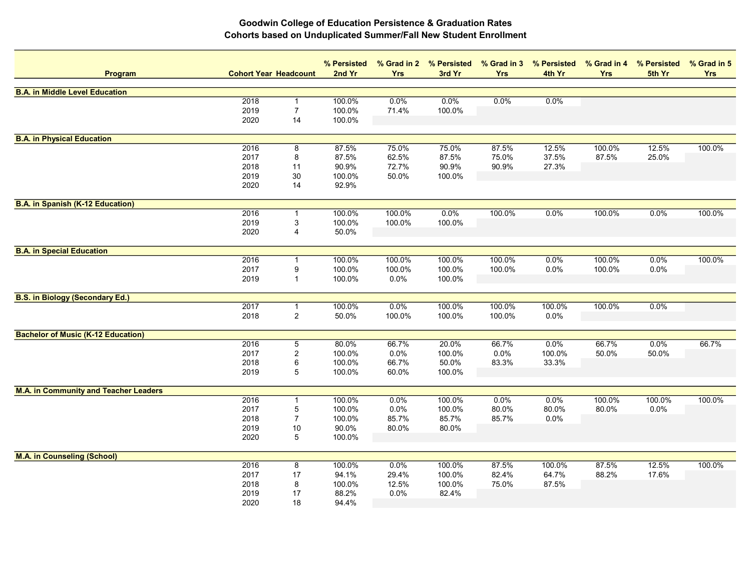# Goodwin College of Education Persistence & Graduation Rates
## Cohorts based on Unduplicated Summer/Fall New Student Enrollment

| Program | Cohort Year | Headcount | % Persisted 2nd Yr | % Grad in 2 Yrs | % Persisted 3rd Yr | % Grad in 3 Yrs | % Persisted 4th Yr | % Grad in 4 Yrs | % Persisted 5th Yr | % Grad in 5 Yrs |
|---|---|---|---|---|---|---|---|---|---|---|
| **B.A. in Middle Level Education** | | | | | | | | | | |
| | 2018 | 1 | 100.0% | 0.0% | 0.0% | 0.0% | 0.0% | | | |
| | 2019 | 7 | 100.0% | 71.4% | 100.0% | | | | | |
| | 2020 | 14 | 100.0% | | | | | | | |
| **B.A. in Physical Education** | | | | | | | | | | |
| | 2016 | 8 | 87.5% | 75.0% | 75.0% | 87.5% | 12.5% | 100.0% | 12.5% | 100.0% |
| | 2017 | 8 | 87.5% | 62.5% | 87.5% | 75.0% | 37.5% | 87.5% | 25.0% | |
| | 2018 | 11 | 90.9% | 72.7% | 90.9% | 90.9% | 27.3% | | | |
| | 2019 | 30 | 100.0% | 50.0% | 100.0% | | | | | |
| | 2020 | 14 | 92.9% | | | | | | | |
| **B.A. in Spanish (K-12 Education)** | | | | | | | | | | |
| | 2016 | 1 | 100.0% | 100.0% | 0.0% | 100.0% | 0.0% | 100.0% | 0.0% | 100.0% |
| | 2019 | 3 | 100.0% | 100.0% | 100.0% | | | | | |
| | 2020 | 4 | 50.0% | | | | | | | |
| **B.A. in Special Education** | | | | | | | | | | |
| | 2016 | 1 | 100.0% | 100.0% | 100.0% | 100.0% | 0.0% | 100.0% | 0.0% | 100.0% |
| | 2017 | 9 | 100.0% | 100.0% | 100.0% | 100.0% | 0.0% | 100.0% | 0.0% | |
| | 2019 | 1 | 100.0% | 0.0% | 100.0% | | | | | |
| **B.S. in Biology (Secondary Ed.)** | | | | | | | | | | |
| | 2017 | 1 | 100.0% | 0.0% | 100.0% | 100.0% | 100.0% | 100.0% | 0.0% | |
| | 2018 | 2 | 50.0% | 100.0% | 100.0% | 100.0% | 0.0% | | | |
| **Bachelor of Music (K-12 Education)** | | | | | | | | | | |
| | 2016 | 5 | 80.0% | 66.7% | 20.0% | 66.7% | 0.0% | 66.7% | 0.0% | 66.7% |
| | 2017 | 2 | 100.0% | 0.0% | 100.0% | 0.0% | 100.0% | 50.0% | 50.0% | |
| | 2018 | 6 | 100.0% | 66.7% | 50.0% | 83.3% | 33.3% | | | |
| | 2019 | 5 | 100.0% | 60.0% | 100.0% | | | | | |
| **M.A. in Community and Teacher Leaders** | | | | | | | | | | |
| | 2016 | 1 | 100.0% | 0.0% | 100.0% | 0.0% | 0.0% | 100.0% | 100.0% | 100.0% |
| | 2017 | 5 | 100.0% | 0.0% | 100.0% | 80.0% | 80.0% | 80.0% | 0.0% | |
| | 2018 | 7 | 100.0% | 85.7% | 85.7% | 85.7% | 0.0% | | | |
| | 2019 | 10 | 90.0% | 80.0% | 80.0% | | | | | |
| | 2020 | 5 | 100.0% | | | | | | | |
| **M.A. in Counseling (School)** | | | | | | | | | | |
| | 2016 | 8 | 100.0% | 0.0% | 100.0% | 87.5% | 100.0% | 87.5% | 12.5% | 100.0% |
| | 2017 | 17 | 94.1% | 29.4% | 100.0% | 82.4% | 64.7% | 88.2% | 17.6% | |
| | 2018 | 8 | 100.0% | 12.5% | 100.0% | 75.0% | 87.5% | | | |
| | 2019 | 17 | 88.2% | 0.0% | 82.4% | | | | | |
| | 2020 | 18 | 94.4% | | | | | | | |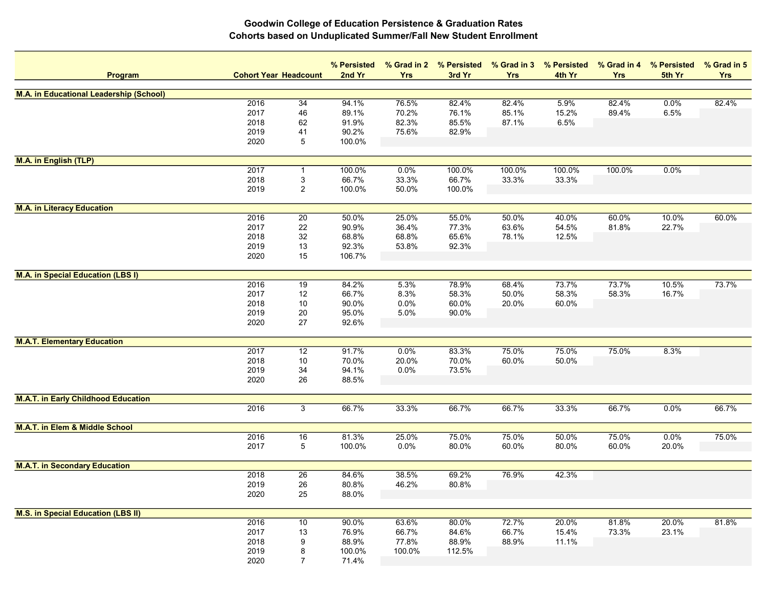# Goodwin College of Education Persistence & Graduation Rates
## Cohorts based on Unduplicated Summer/Fall New Student Enrollment

| Program | Cohort Year | Headcount | % Persisted 2nd Yr | % Grad in 2 Yrs | % Persisted 3rd Yr | % Grad in 3 Yrs | % Persisted 4th Yr | % Grad in 4 Yrs | % Persisted 5th Yr | % Grad in 5 Yrs |
|---|---|---|---|---|---|---|---|---|---|---|
| **M.A. in Educational Leadership (School)** | | | | | | | | | | |
| | 2016 | 34 | 94.1% | 76.5% | 82.4% | 82.4% | 5.9% | 82.4% | 0.0% | 82.4% |
| | 2017 | 46 | 89.1% | 70.2% | 76.1% | 85.1% | 15.2% | 89.4% | 6.5% | |
| | 2018 | 62 | 91.9% | 82.3% | 85.5% | 87.1% | 6.5% | | | |
| | 2019 | 41 | 90.2% | 75.6% | 82.9% | | | | | |
| | 2020 | 5 | 100.0% | | | | | | | |
| **M.A. in English (TLP)** | | | | | | | | | | |
| | 2017 | 1 | 100.0% | 0.0% | 100.0% | 100.0% | 100.0% | 100.0% | 0.0% | |
| | 2018 | 3 | 66.7% | 33.3% | 66.7% | 33.3% | 33.3% | | | |
| | 2019 | 2 | 100.0% | 50.0% | 100.0% | | | | | |
| **M.A. in Literacy Education** | | | | | | | | | | |
| | 2016 | 20 | 50.0% | 25.0% | 55.0% | 50.0% | 40.0% | 60.0% | 10.0% | 60.0% |
| | 2017 | 22 | 90.9% | 36.4% | 77.3% | 63.6% | 54.5% | 81.8% | 22.7% | |
| | 2018 | 32 | 68.8% | 68.8% | 65.6% | 78.1% | 12.5% | | | |
| | 2019 | 13 | 92.3% | 53.8% | 92.3% | | | | | |
| | 2020 | 15 | 106.7% | | | | | | | |
| **M.A. in Special Education (LBS I)** | | | | | | | | | | |
| | 2016 | 19 | 84.2% | 5.3% | 78.9% | 68.4% | 73.7% | 73.7% | 10.5% | 73.7% |
| | 2017 | 12 | 66.7% | 8.3% | 58.3% | 50.0% | 58.3% | 58.3% | 16.7% | |
| | 2018 | 10 | 90.0% | 0.0% | 60.0% | 20.0% | 60.0% | | | |
| | 2019 | 20 | 95.0% | 5.0% | 90.0% | | | | | |
| | 2020 | 27 | 92.6% | | | | | | | |
| **M.A.T. Elementary Education** | | | | | | | | | | |
| | 2017 | 12 | 91.7% | 0.0% | 83.3% | 75.0% | 75.0% | 75.0% | 8.3% | |
| | 2018 | 10 | 70.0% | 20.0% | 70.0% | 60.0% | 50.0% | | | |
| | 2019 | 34 | 94.1% | 0.0% | 73.5% | | | | | |
| | 2020 | 26 | 88.5% | | | | | | | |
| **M.A.T. in Early Childhood Education** | | | | | | | | | | |
| | 2016 | 3 | 66.7% | 33.3% | 66.7% | 66.7% | 33.3% | 66.7% | 0.0% | 66.7% |
| **M.A.T. in Elem & Middle School** | | | | | | | | | | |
| | 2016 | 16 | 81.3% | 25.0% | 75.0% | 75.0% | 50.0% | 75.0% | 0.0% | 75.0% |
| | 2017 | 5 | 100.0% | 0.0% | 80.0% | 60.0% | 80.0% | 60.0% | 20.0% | |
| **M.A.T. in Secondary Education** | | | | | | | | | | |
| | 2018 | 26 | 84.6% | 38.5% | 69.2% | 76.9% | 42.3% | | | |
| | 2019 | 26 | 80.8% | 46.2% | 80.8% | | | | | |
| | 2020 | 25 | 88.0% | | | | | | | |
| **M.S. in Special Education (LBS II)** | | | | | | | | | | |
| | 2016 | 10 | 90.0% | 63.6% | 80.0% | 72.7% | 20.0% | 81.8% | 20.0% | 81.8% |
| | 2017 | 13 | 76.9% | 66.7% | 84.6% | 66.7% | 15.4% | 73.3% | 23.1% | |
| | 2018 | 9 | 88.9% | 77.8% | 88.9% | 88.9% | 11.1% | | | |
| | 2019 | 8 | 100.0% | 100.0% | 112.5% | | | | | |
| | 2020 | 7 | 71.4% | | | | | | | |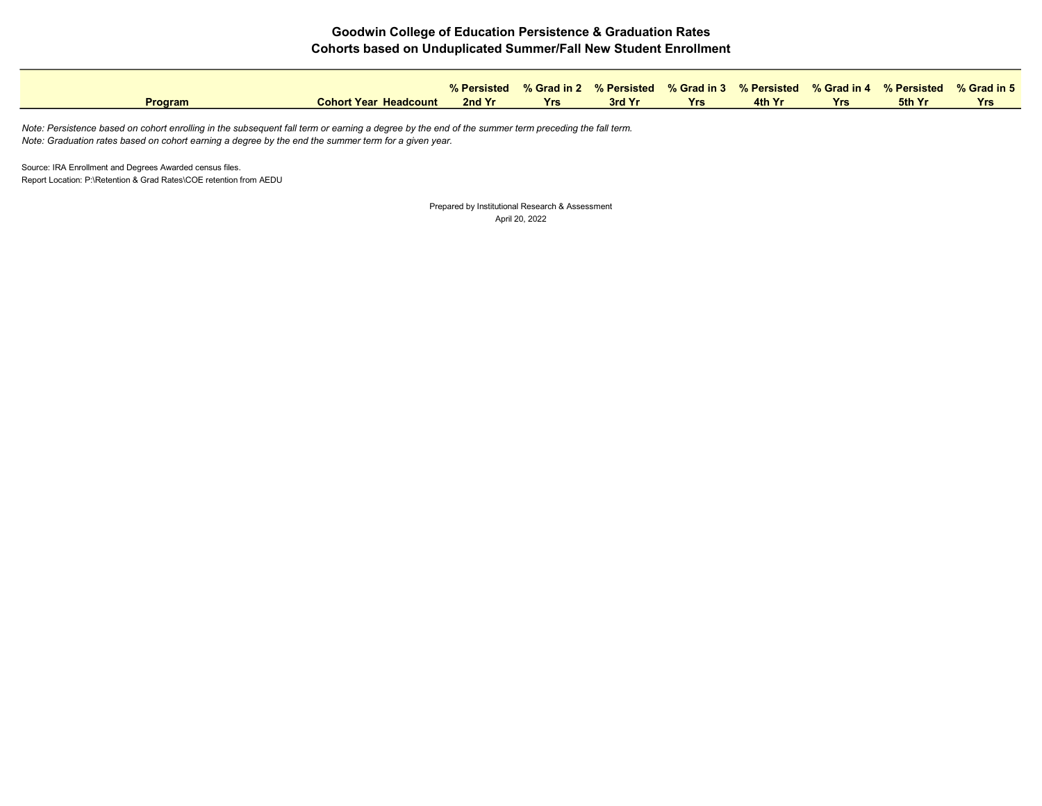# Goodwin College of Education Persistence & Graduation Rates
## Cohorts based on Unduplicated Summer/Fall New Student Enrollment

| Program | Cohort Year | Headcount | % Persisted 2nd Yr | % Grad in 2 Yrs | % Persisted 3rd Yr | % Grad in 3 Yrs | % Persisted 4th Yr | % Grad in 4 Yrs | % Persisted 5th Yr | % Grad in 5 Yrs |
|---|---|---|---|---|---|---|---|---|---|---|

*Note: Persistence based on cohort enrolling in the subsequent fall term or earning a degree by the end of the summer term preceding the fall term.*
*Note: Graduation rates based on cohort earning a degree by the end the summer term for a given year.*

Source: IRA Enrollment and Degrees Awarded census files.
Report Location: P:\Retention & Grad Rates\COE retention from AEDU

Prepared by Institutional Research & Assessment
April 20, 2022